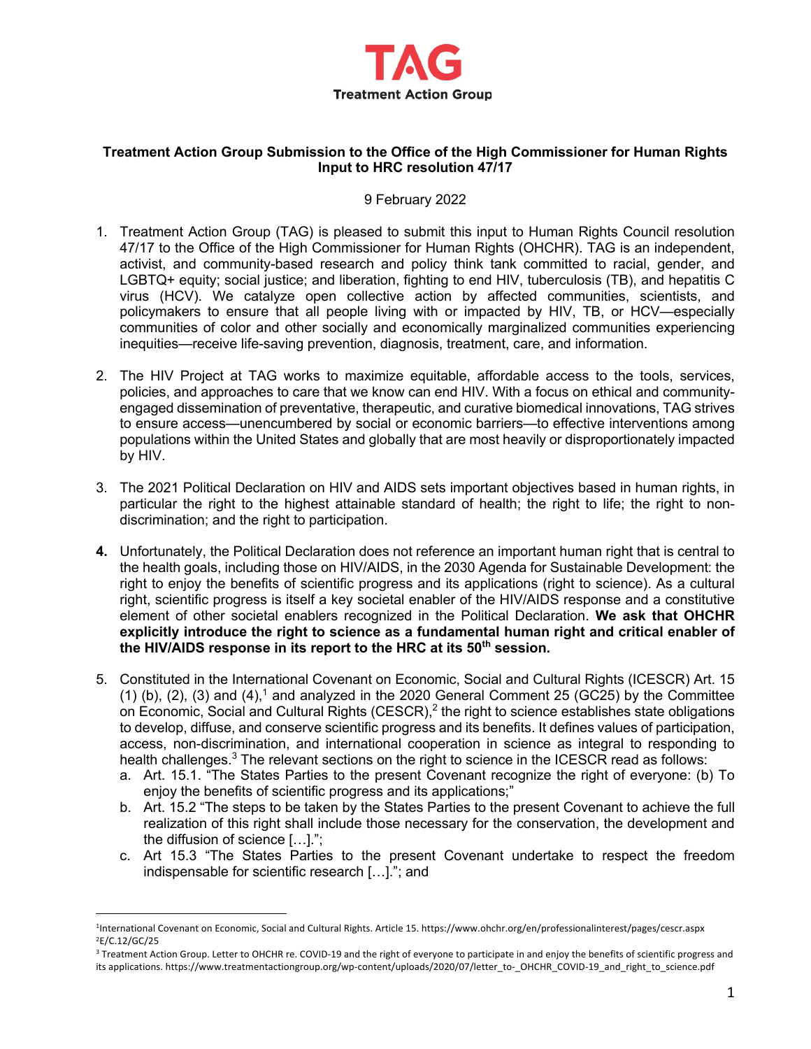**Treatment Action Group Submission to the Office of the High Commissioner for Human Rights**
**Input to HRC resolution 47/17**

9 February 2022

1. Treatment Action Group (TAG) is pleased to submit this input to Human Rights Council resolution 47/17 to the Office of the High Commissioner for Human Rights (OHCHR). TAG is an independent, activist, and community-based research and policy think tank committed to racial, gender, and LGBTQ+ equity; social justice; and liberation, fighting to end HIV, tuberculosis (TB), and hepatitis C virus (HCV). We catalyze open collective action by affected communities, scientists, and policymakers to ensure that all people living with or impacted by HIV, TB, or HCV—especially communities of color and other socially and economically marginalized communities experiencing inequities—receive life-saving prevention, diagnosis, treatment, care, and information.

2. The HIV Project at TAG works to maximize equitable, affordable access to the tools, services, policies, and approaches to care that we know can end HIV. With a focus on ethical and community-engaged dissemination of preventative, therapeutic, and curative biomedical innovations, TAG strives to ensure access—unencumbered by social or economic barriers—to effective interventions among populations within the United States and globally that are most heavily or disproportionately impacted by HIV.

3. The 2021 Political Declaration on HIV and AIDS sets important objectives based in human rights, in particular the right to the highest attainable standard of health; the right to life; the right to non-discrimination; and the right to participation.

4. Unfortunately, the Political Declaration does not reference an important human right that is central to the health goals, including those on HIV/AIDS, in the 2030 Agenda for Sustainable Development: the right to enjoy the benefits of scientific progress and its applications (right to science). As a cultural right, scientific progress is itself a key societal enabler of the HIV/AIDS response and a constitutive element of other societal enablers recognized in the Political Declaration. **We ask that OHCHR explicitly introduce the right to science as a fundamental human right and critical enabler of the HIV/AIDS response in its report to the HRC at its 50th session.**

5. Constituted in the International Covenant on Economic, Social and Cultural Rights (ICESCR) Art. 15 (1) (b), (2), (3) and (4),[1] and analyzed in the 2020 General Comment 25 (GC25) by the Committee on Economic, Social and Cultural Rights (CESCR),[2] the right to science establishes state obligations to develop, diffuse, and conserve scientific progress and its benefits. It defines values of participation, access, non-discrimination, and international cooperation in science as integral to responding to health challenges.[3] The relevant sections on the right to science in the ICESCR read as follows:
   a. Art. 15.1. "The States Parties to the present Covenant recognize the right of everyone: (b) To enjoy the benefits of scientific progress and its applications;"
   b. Art. 15.2 "The steps to be taken by the States Parties to the present Covenant to achieve the full realization of this right shall include those necessary for the conservation, the development and the diffusion of science […].";
   c. Art 15.3 "The States Parties to the present Covenant undertake to respect the freedom indispensable for scientific research […]."; and

---

[1] International Covenant on Economic, Social and Cultural Rights. Article 15. https://www.ohchr.org/en/professionalinterest/pages/cescr.aspx

[2] E/C.12/GC/25

[3] Treatment Action Group. Letter to OHCHR re. COVID-19 and the right of everyone to participate in and enjoy the benefits of scientific progress and its applications. https://www.treatmentactiongroup.org/wp-content/uploads/2020/07/letter_to-_OHCHR_COVID-19_and_right_to_science.pdf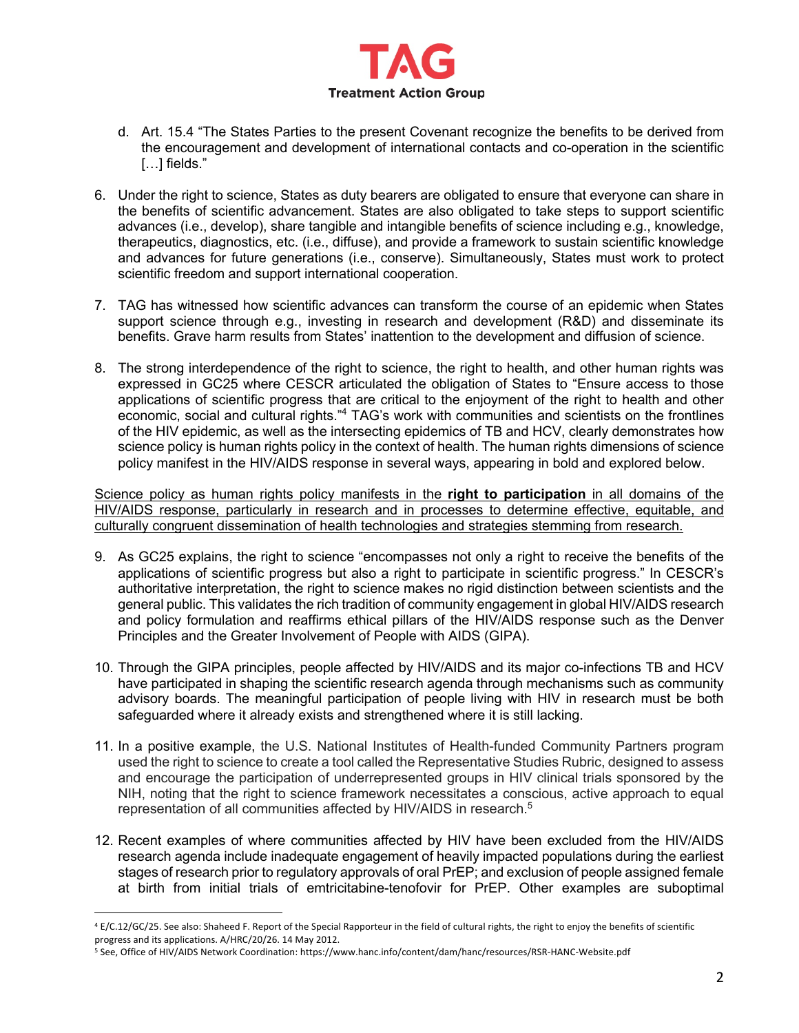d. Art. 15.4 "The States Parties to the present Covenant recognize the benefits to be derived from the encouragement and development of international contacts and co-operation in the scientific […] fields."

6. Under the right to science, States as duty bearers are obligated to ensure that everyone can share in the benefits of scientific advancement. States are also obligated to take steps to support scientific advances (i.e., develop), share tangible and intangible benefits of science including e.g., knowledge, therapeutics, diagnostics, etc. (i.e., diffuse), and provide a framework to sustain scientific knowledge and advances for future generations (i.e., conserve). Simultaneously, States must work to protect scientific freedom and support international cooperation.

7. TAG has witnessed how scientific advances can transform the course of an epidemic when States support science through e.g., investing in research and development (R&D) and disseminate its benefits. Grave harm results from States' inattention to the development and diffusion of science.

8. The strong interdependence of the right to science, the right to health, and other human rights was expressed in GC25 where CESCR articulated the obligation of States to "Ensure access to those applications of scientific progress that are critical to the enjoyment of the right to health and other economic, social and cultural rights."[4] TAG's work with communities and scientists on the frontlines of the HIV epidemic, as well as the intersecting epidemics of TB and HCV, clearly demonstrates how science policy is human rights policy in the context of health. The human rights dimensions of science policy manifest in the HIV/AIDS response in several ways, appearing in bold and explored below.

<u>Science policy as human rights policy manifests in the **right to participation** in all domains of the HIV/AIDS response, particularly in research and in processes to determine effective, equitable, and culturally congruent dissemination of health technologies and strategies stemming from research.</u>

9. As GC25 explains, the right to science "encompasses not only a right to receive the benefits of the applications of scientific progress but also a right to participate in scientific progress." In CESCR's authoritative interpretation, the right to science makes no rigid distinction between scientists and the general public. This validates the rich tradition of community engagement in global HIV/AIDS research and policy formulation and reaffirms ethical pillars of the HIV/AIDS response such as the Denver Principles and the Greater Involvement of People with AIDS (GIPA).

10. Through the GIPA principles, people affected by HIV/AIDS and its major co-infections TB and HCV have participated in shaping the scientific research agenda through mechanisms such as community advisory boards. The meaningful participation of people living with HIV in research must be both safeguarded where it already exists and strengthened where it is still lacking.

11. In a positive example, the U.S. National Institutes of Health-funded Community Partners program used the right to science to create a tool called the Representative Studies Rubric, designed to assess and encourage the participation of underrepresented groups in HIV clinical trials sponsored by the NIH, noting that the right to science framework necessitates a conscious, active approach to equal representation of all communities affected by HIV/AIDS in research.[5]

12. Recent examples of where communities affected by HIV have been excluded from the HIV/AIDS research agenda include inadequate engagement of heavily impacted populations during the earliest stages of research prior to regulatory approvals of oral PrEP; and exclusion of people assigned female at birth from initial trials of emtricitabine-tenofovir for PrEP. Other examples are suboptimal

---

[4] E/C.12/GC/25. See also: Shaheed F. Report of the Special Rapporteur in the field of cultural rights, the right to enjoy the benefits of scientific progress and its applications. A/HRC/20/26. 14 May 2012.

[5] See, Office of HIV/AIDS Network Coordination: https://www.hanc.info/content/dam/hanc/resources/RSR-HANC-Website.pdf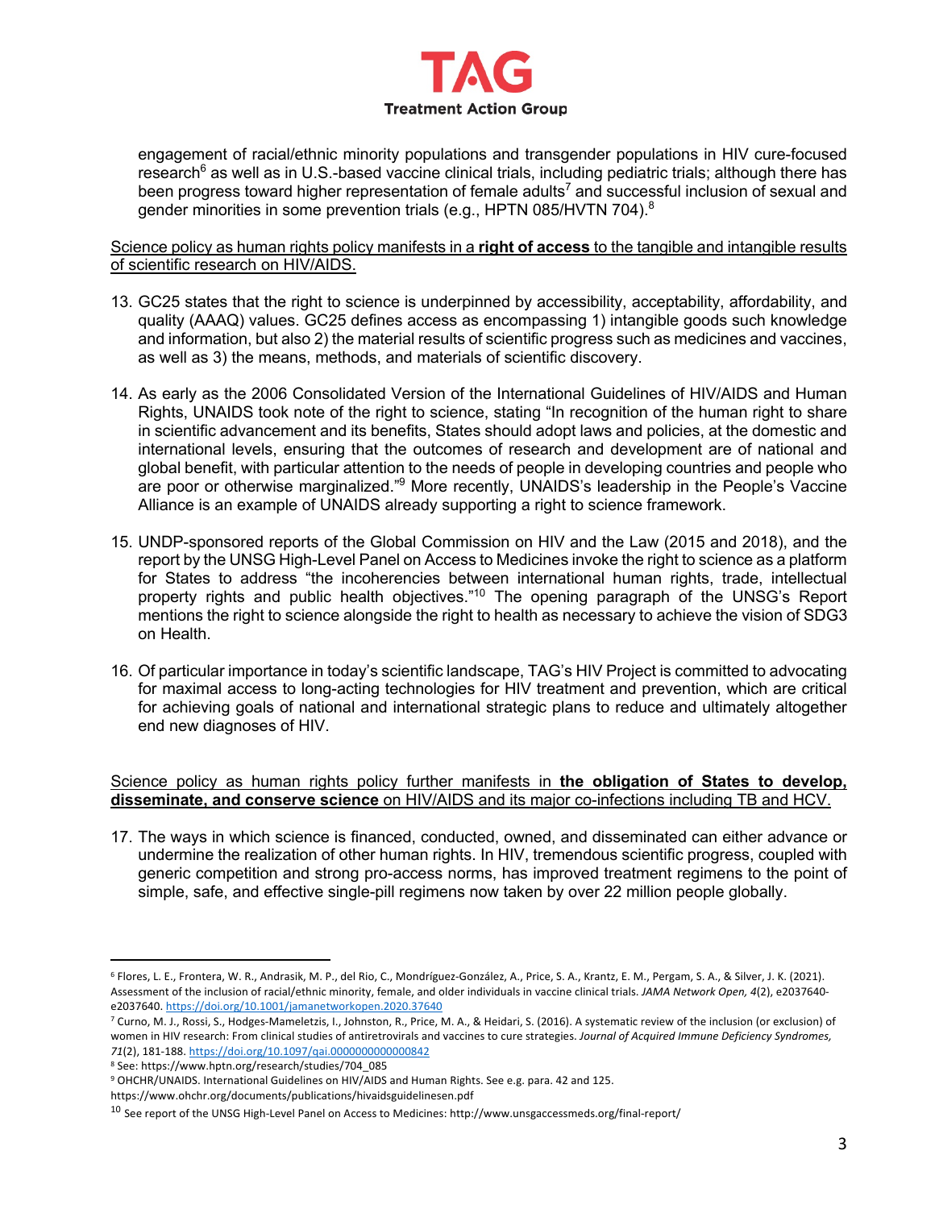engagement of racial/ethnic minority populations and transgender populations in HIV cure-focused research[6] as well as in U.S.-based vaccine clinical trials, including pediatric trials; although there has been progress toward higher representation of female adults[7] and successful inclusion of sexual and gender minorities in some prevention trials (e.g., HPTN 085/HVTN 704).[8]

<u>Science policy as human rights policy manifests in a **right of access** to the tangible and intangible results of scientific research on HIV/AIDS.</u>

13. GC25 states that the right to science is underpinned by accessibility, acceptability, affordability, and quality (AAAQ) values. GC25 defines access as encompassing 1) intangible goods such knowledge and information, but also 2) the material results of scientific progress such as medicines and vaccines, as well as 3) the means, methods, and materials of scientific discovery.

14. As early as the 2006 Consolidated Version of the International Guidelines of HIV/AIDS and Human Rights, UNAIDS took note of the right to science, stating "In recognition of the human right to share in scientific advancement and its benefits, States should adopt laws and policies, at the domestic and international levels, ensuring that the outcomes of research and development are of national and global benefit, with particular attention to the needs of people in developing countries and people who are poor or otherwise marginalized."[9] More recently, UNAIDS's leadership in the People's Vaccine Alliance is an example of UNAIDS already supporting a right to science framework.

15. UNDP-sponsored reports of the Global Commission on HIV and the Law (2015 and 2018), and the report by the UNSG High-Level Panel on Access to Medicines invoke the right to science as a platform for States to address "the incoherencies between international human rights, trade, intellectual property rights and public health objectives."[10] The opening paragraph of the UNSG's Report mentions the right to science alongside the right to health as necessary to achieve the vision of SDG3 on Health.

16. Of particular importance in today's scientific landscape, TAG's HIV Project is committed to advocating for maximal access to long-acting technologies for HIV treatment and prevention, which are critical for achieving goals of national and international strategic plans to reduce and ultimately altogether end new diagnoses of HIV.

<u>Science policy as human rights policy further manifests in **the obligation of States to develop, disseminate, and conserve science** on HIV/AIDS and its major co-infections including TB and HCV.</u>

17. The ways in which science is financed, conducted, owned, and disseminated can either advance or undermine the realization of other human rights. In HIV, tremendous scientific progress, coupled with generic competition and strong pro-access norms, has improved treatment regimens to the point of simple, safe, and effective single-pill regimens now taken by over 22 million people globally.

---

[6] Flores, L. E., Frontera, W. R., Andrasik, M. P., del Rio, C., Mondríguez-González, A., Price, S. A., Krantz, E. M., Pergam, S. A., & Silver, J. K. (2021). Assessment of the inclusion of racial/ethnic minority, female, and older individuals in vaccine clinical trials. *JAMA Network Open, 4*(2), e2037640-e2037640. https://doi.org/10.1001/jamanetworkopen.2020.37640

[7] Curno, M. J., Rossi, S., Hodges-Mameletzis, I., Johnston, R., Price, M. A., & Heidari, S. (2016). A systematic review of the inclusion (or exclusion) of women in HIV research: From clinical studies of antiretrovirals and vaccines to cure strategies. *Journal of Acquired Immune Deficiency Syndromes, 71*(2), 181-188. https://doi.org/10.1097/qai.0000000000000842

[8] See: https://www.hptn.org/research/studies/704_085

[9] OHCHR/UNAIDS. International Guidelines on HIV/AIDS and Human Rights. See e.g. para. 42 and 125. https://www.ohchr.org/documents/publications/hivaidsguidelinesen.pdf

[10] See report of the UNSG High-Level Panel on Access to Medicines: http://www.unsgaccessmeds.org/final-report/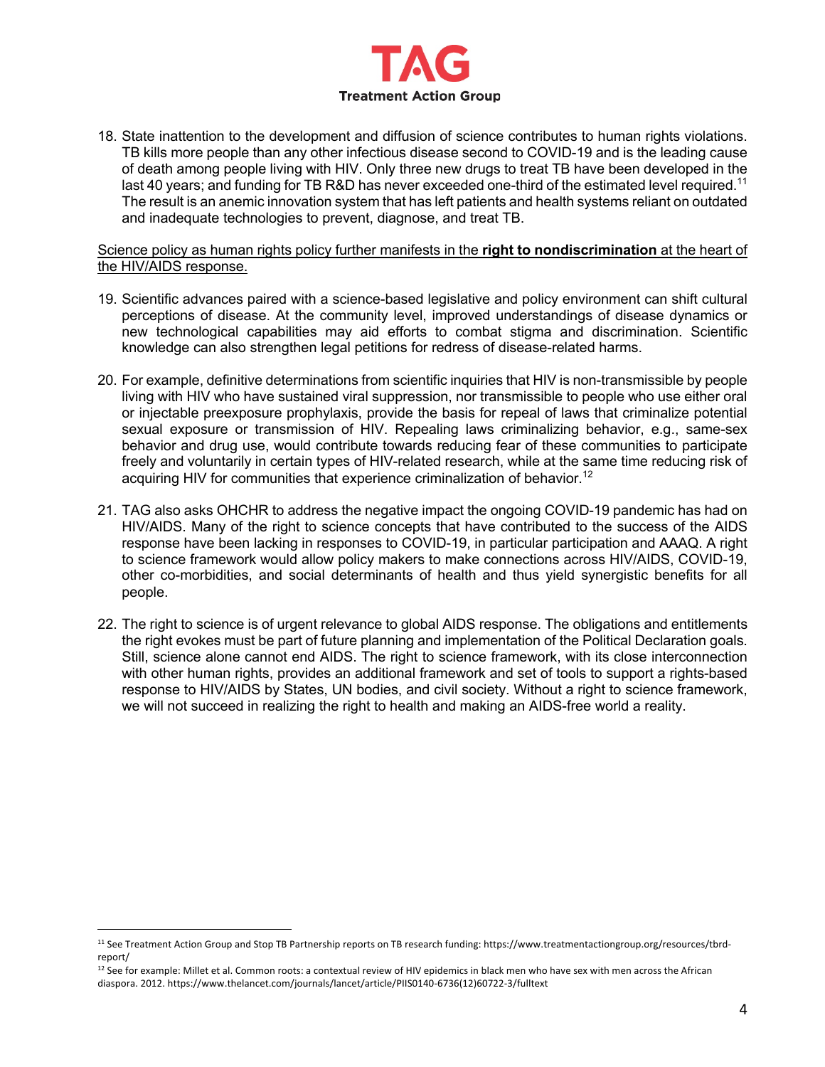18. State inattention to the development and diffusion of science contributes to human rights violations. TB kills more people than any other infectious disease second to COVID-19 and is the leading cause of death among people living with HIV. Only three new drugs to treat TB have been developed in the last 40 years; and funding for TB R&D has never exceeded one-third of the estimated level required.[11] The result is an anemic innovation system that has left patients and health systems reliant on outdated and inadequate technologies to prevent, diagnose, and treat TB.

<u>Science policy as human rights policy further manifests in the **right to nondiscrimination** at the heart of the HIV/AIDS response.</u>

19. Scientific advances paired with a science-based legislative and policy environment can shift cultural perceptions of disease. At the community level, improved understandings of disease dynamics or new technological capabilities may aid efforts to combat stigma and discrimination. Scientific knowledge can also strengthen legal petitions for redress of disease-related harms.

20. For example, definitive determinations from scientific inquiries that HIV is non-transmissible by people living with HIV who have sustained viral suppression, nor transmissible to people who use either oral or injectable preexposure prophylaxis, provide the basis for repeal of laws that criminalize potential sexual exposure or transmission of HIV. Repealing laws criminalizing behavior, e.g., same-sex behavior and drug use, would contribute towards reducing fear of these communities to participate freely and voluntarily in certain types of HIV-related research, while at the same time reducing risk of acquiring HIV for communities that experience criminalization of behavior.[12]

21. TAG also asks OHCHR to address the negative impact the ongoing COVID-19 pandemic has had on HIV/AIDS. Many of the right to science concepts that have contributed to the success of the AIDS response have been lacking in responses to COVID-19, in particular participation and AAAQ. A right to science framework would allow policy makers to make connections across HIV/AIDS, COVID-19, other co-morbidities, and social determinants of health and thus yield synergistic benefits for all people.

22. The right to science is of urgent relevance to global AIDS response. The obligations and entitlements the right evokes must be part of future planning and implementation of the Political Declaration goals. Still, science alone cannot end AIDS. The right to science framework, with its close interconnection with other human rights, provides an additional framework and set of tools to support a rights-based response to HIV/AIDS by States, UN bodies, and civil society. Without a right to science framework, we will not succeed in realizing the right to health and making an AIDS-free world a reality.

---

[11] See Treatment Action Group and Stop TB Partnership reports on TB research funding: https://www.treatmentactiongroup.org/resources/tbrd-report/

[12] See for example: Millet et al. Common roots: a contextual review of HIV epidemics in black men who have sex with men across the African diaspora. 2012. https://www.thelancet.com/journals/lancet/article/PIIS0140-6736(12)60722-3/fulltext